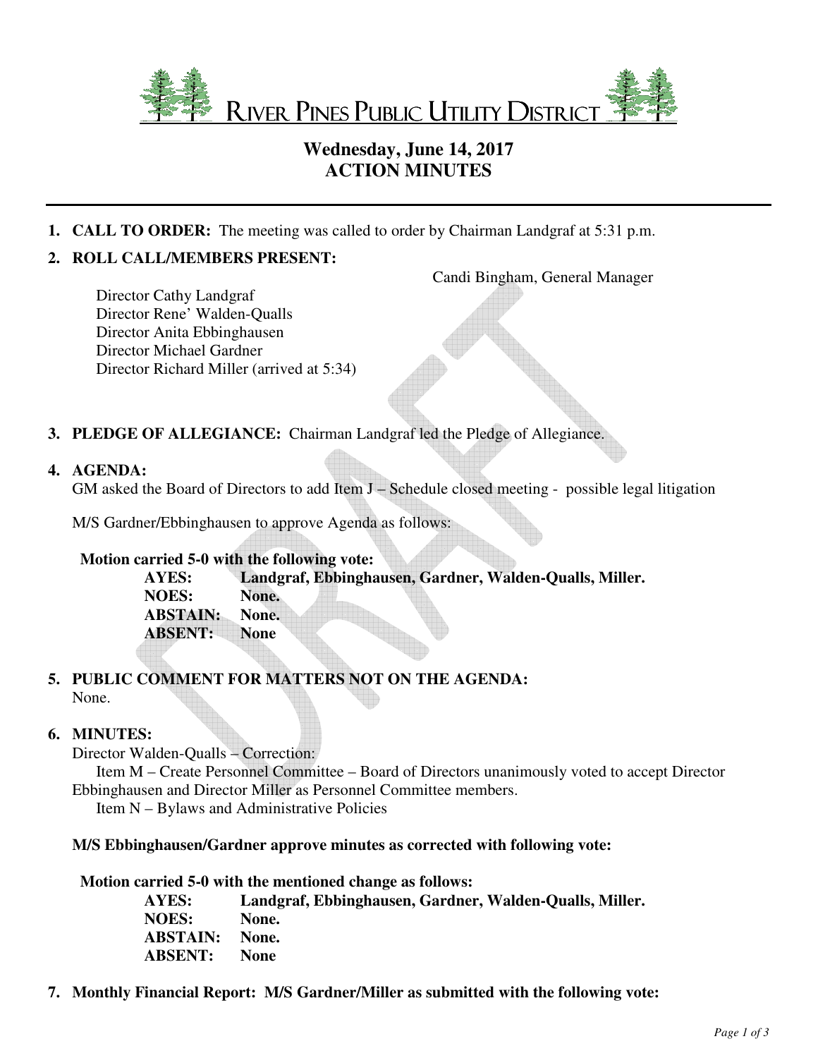# RIVER PINES PUBLIC UTILITY DISTRICT

## Wednesday, June 14, 2017
## ACTION MINUTES

1. **CALL TO ORDER:** The meeting was called to order by Chairman Landgraf at 5:31 p.m.

2. **ROLL CALL/MEMBERS PRESENT:**

   Candi Bingham, General Manager

   Director Cathy Landgraf
   Director Rene' Walden-Qualls
   Director Anita Ebbinghausen
   Director Michael Gardner
   Director Richard Miller (arrived at 5:34)

3. **PLEDGE OF ALLEGIANCE:** Chairman Landgraf led the Pledge of Allegiance.

4. **AGENDA:**
   GM asked the Board of Directors to add Item J – Schedule closed meeting - possible legal litigation

   M/S Gardner/Ebbinghausen to approve Agenda as follows:

   **Motion carried 5-0 with the following vote:**
   **AYES: Landgraf, Ebbinghausen, Gardner, Walden-Qualls, Miller.**
   **NOES: None.**
   **ABSTAIN: None.**
   **ABSENT: None**

5. **PUBLIC COMMENT FOR MATTERS NOT ON THE AGENDA:**
   None.

6. **MINUTES:**
   Director Walden-Qualls – Correction:
   Item M – Create Personnel Committee – Board of Directors unanimously voted to accept Director Ebbinghausen and Director Miller as Personnel Committee members.
   Item N – Bylaws and Administrative Policies

   **M/S Ebbinghausen/Gardner approve minutes as corrected with following vote:**

   **Motion carried 5-0 with the mentioned change as follows:**
   **AYES: Landgraf, Ebbinghausen, Gardner, Walden-Qualls, Miller.**
   **NOES: None.**
   **ABSTAIN: None.**
   **ABSENT: None**

7. **Monthly Financial Report: M/S Gardner/Miller as submitted with the following vote:**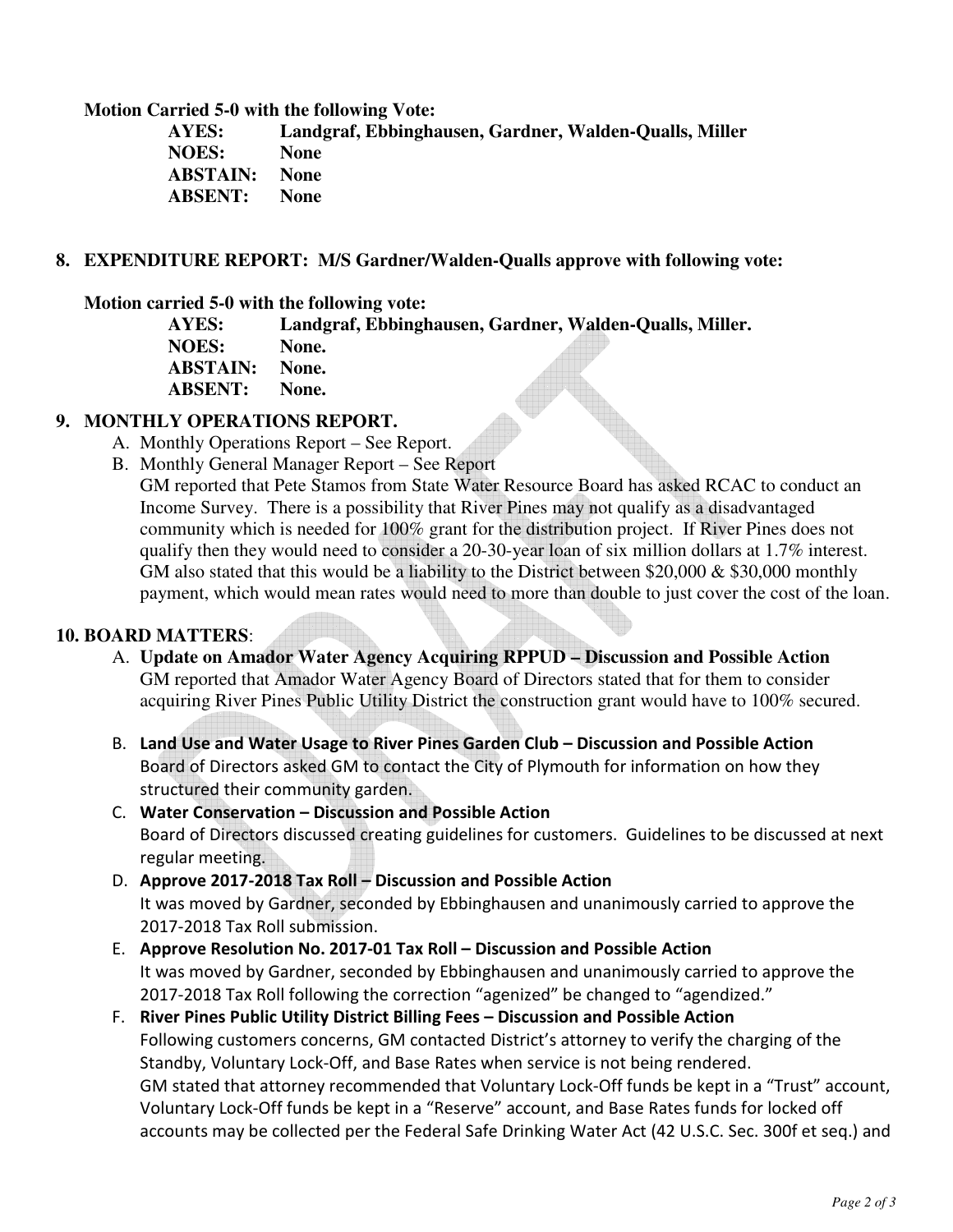**Motion Carried 5-0 with the following Vote:**

**AYES: Landgraf, Ebbinghausen, Gardner, Walden-Qualls, Miller**
**NOES: None**
**ABSTAIN: None**
**ABSENT: None**

**8. EXPENDITURE REPORT: M/S Gardner/Walden-Qualls approve with following vote:**

**Motion carried 5-0 with the following vote:**

**AYES: Landgraf, Ebbinghausen, Gardner, Walden-Qualls, Miller.**
**NOES: None.**
**ABSTAIN: None.**
**ABSENT: None.**

**9. MONTHLY OPERATIONS REPORT.**

A. Monthly Operations Report – See Report.
B. Monthly General Manager Report – See Report
GM reported that Pete Stamos from State Water Resource Board has asked RCAC to conduct an Income Survey. There is a possibility that River Pines may not qualify as a disadvantaged community which is needed for 100% grant for the distribution project. If River Pines does not qualify then they would need to consider a 20-30-year loan of six million dollars at 1.7% interest. GM also stated that this would be a liability to the District between $20,000 & $30,000 monthly payment, which would mean rates would need to more than double to just cover the cost of the loan.

**10. BOARD MATTERS**:

A. **Update on Amador Water Agency Acquiring RPPUD – Discussion and Possible Action**
GM reported that Amador Water Agency Board of Directors stated that for them to consider acquiring River Pines Public Utility District the construction grant would have to 100% secured.

B. **Land Use and Water Usage to River Pines Garden Club – Discussion and Possible Action**
Board of Directors asked GM to contact the City of Plymouth for information on how they structured their community garden.

C. **Water Conservation – Discussion and Possible Action**
Board of Directors discussed creating guidelines for customers. Guidelines to be discussed at next regular meeting.

D. **Approve 2017-2018 Tax Roll – Discussion and Possible Action**
It was moved by Gardner, seconded by Ebbinghausen and unanimously carried to approve the 2017-2018 Tax Roll submission.

E. **Approve Resolution No. 2017-01 Tax Roll – Discussion and Possible Action**
It was moved by Gardner, seconded by Ebbinghausen and unanimously carried to approve the 2017-2018 Tax Roll following the correction "agenized" be changed to "agendized."

F. **River Pines Public Utility District Billing Fees – Discussion and Possible Action**
Following customers concerns, GM contacted District's attorney to verify the charging of the Standby, Voluntary Lock-Off, and Base Rates when service is not being rendered.
GM stated that attorney recommended that Voluntary Lock-Off funds be kept in a "Trust" account, Voluntary Lock-Off funds be kept in a "Reserve" account, and Base Rates funds for locked off accounts may be collected per the Federal Safe Drinking Water Act (42 U.S.C. Sec. 300f et seq.) and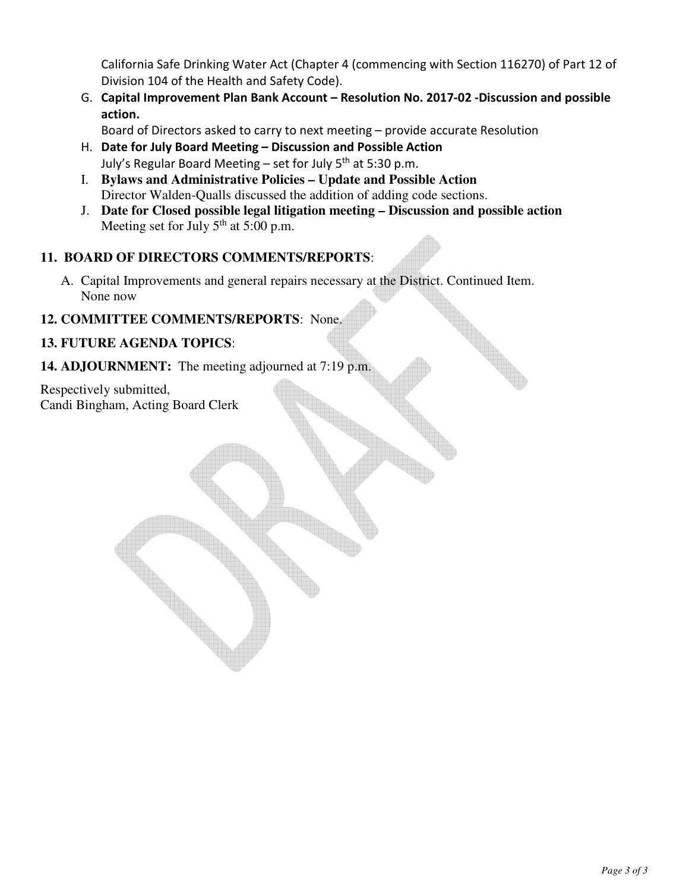California Safe Drinking Water Act (Chapter 4 (commencing with Section 116270) of Part 12 of Division 104 of the Health and Safety Code).

G. **Capital Improvement Plan Bank Account – Resolution No. 2017-02 -Discussion and possible action.**
   Board of Directors asked to carry to next meeting – provide accurate Resolution

H. **Date for July Board Meeting – Discussion and Possible Action**
   July's Regular Board Meeting – set for July 5th at 5:30 p.m.

I. **Bylaws and Administrative Policies – Update and Possible Action**
   Director Walden-Qualls discussed the addition of adding code sections.

J. **Date for Closed possible legal litigation meeting – Discussion and possible action**
   Meeting set for July 5th at 5:00 p.m.

**11. BOARD OF DIRECTORS COMMENTS/REPORTS**:

A. Capital Improvements and general repairs necessary at the District. Continued Item.
   None now

**12. COMMITTEE COMMENTS/REPORTS**: None.

**13. FUTURE AGENDA TOPICS**:

**14. ADJOURNMENT:** The meeting adjourned at 7:19 p.m.

Respectively submitted,
Candi Bingham, Acting Board Clerk